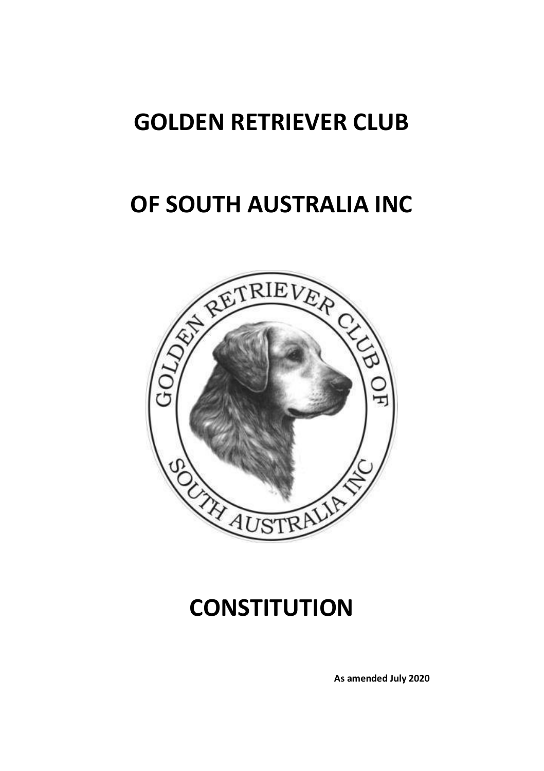# GOLDEN RETRIEVER CLUB

# OF SOUTH AUSTRALIA INC

# CONSTITUTION

**As amended July 2020**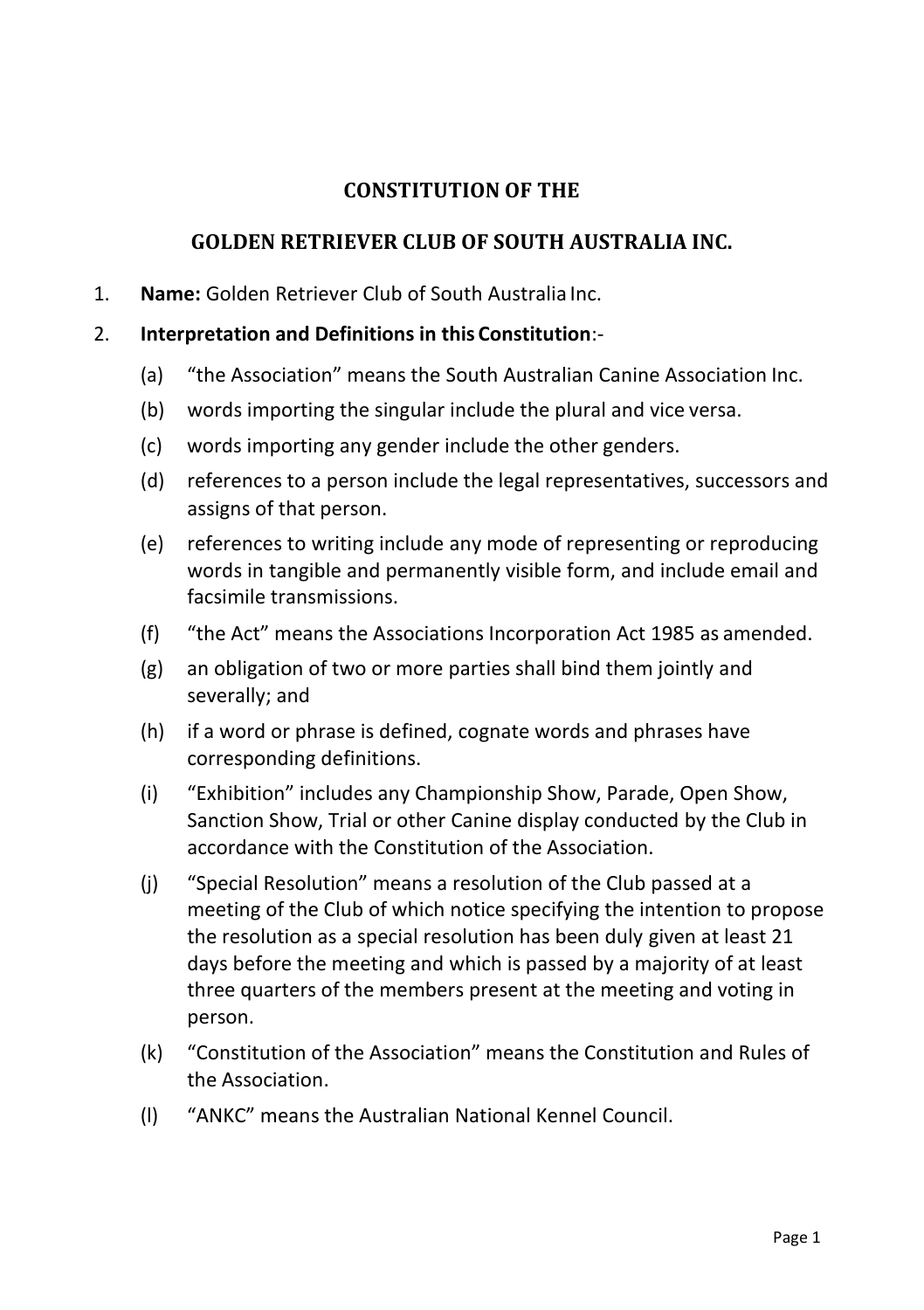# CONSTITUTION OF THE

# GOLDEN RETRIEVER CLUB OF SOUTH AUSTRALIA INC.

1. **Name:** Golden Retriever Club of South Australia Inc.

2. **Interpretation and Definitions in this Constitution**:-

   (a) "the Association" means the South Australian Canine Association Inc.

   (b) words importing the singular include the plural and vice versa.

   (c) words importing any gender include the other genders.

   (d) references to a person include the legal representatives, successors and assigns of that person.

   (e) references to writing include any mode of representing or reproducing words in tangible and permanently visible form, and include email and facsimile transmissions.

   (f) "the Act" means the Associations Incorporation Act 1985 as amended.

   (g) an obligation of two or more parties shall bind them jointly and severally; and

   (h) if a word or phrase is defined, cognate words and phrases have corresponding definitions.

   (i) "Exhibition" includes any Championship Show, Parade, Open Show, Sanction Show, Trial or other Canine display conducted by the Club in accordance with the Constitution of the Association.

   (j) "Special Resolution" means a resolution of the Club passed at a meeting of the Club of which notice specifying the intention to propose the resolution as a special resolution has been duly given at least 21 days before the meeting and which is passed by a majority of at least three quarters of the members present at the meeting and voting in person.

   (k) "Constitution of the Association" means the Constitution and Rules of the Association.

   (l) "ANKC" means the Australian National Kennel Council.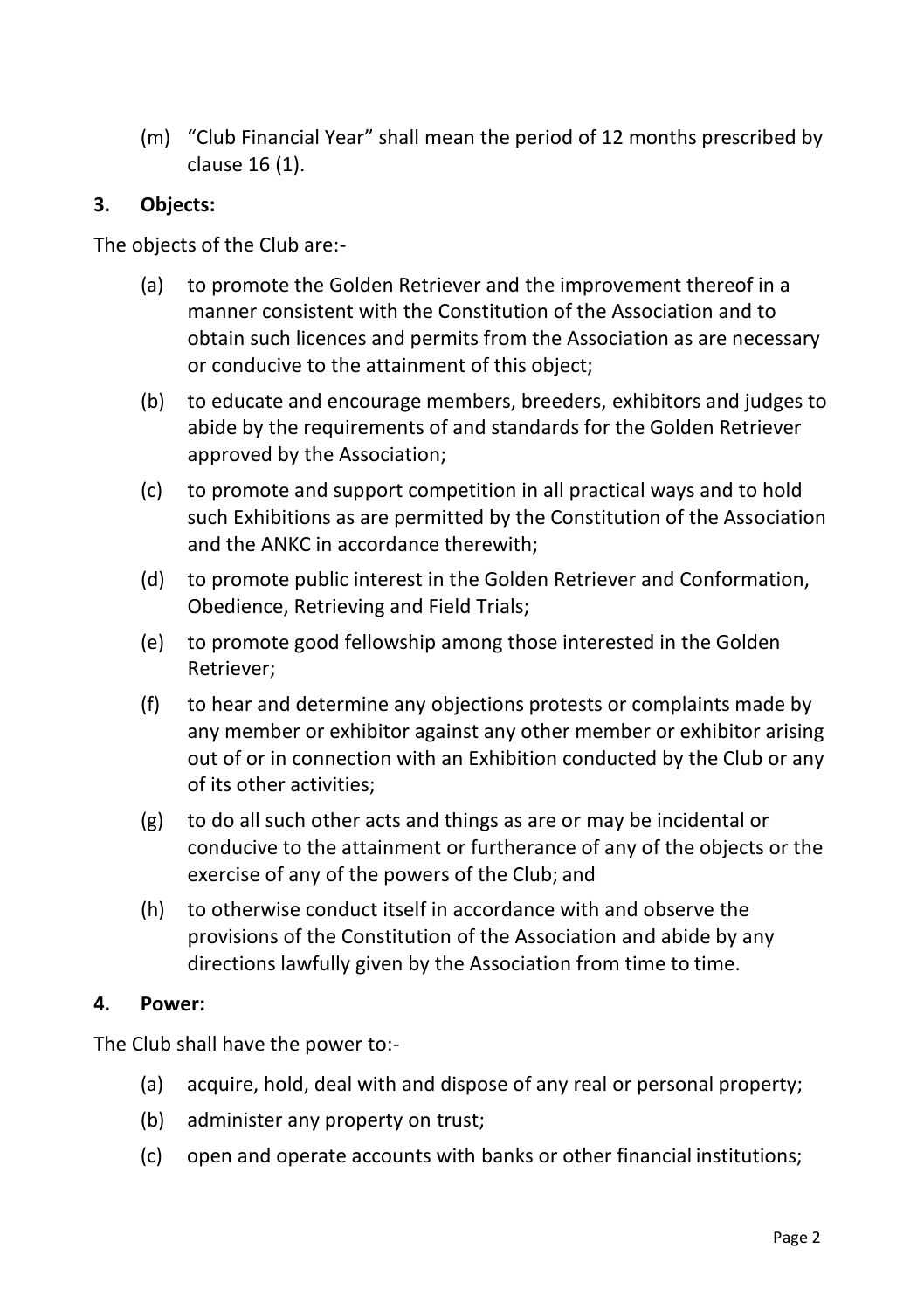(m) "Club Financial Year" shall mean the period of 12 months prescribed by clause 16 (1).

**3. Objects:**

The objects of the Club are:-

(a) to promote the Golden Retriever and the improvement thereof in a manner consistent with the Constitution of the Association and to obtain such licences and permits from the Association as are necessary or conducive to the attainment of this object;

(b) to educate and encourage members, breeders, exhibitors and judges to abide by the requirements of and standards for the Golden Retriever approved by the Association;

(c) to promote and support competition in all practical ways and to hold such Exhibitions as are permitted by the Constitution of the Association and the ANKC in accordance therewith;

(d) to promote public interest in the Golden Retriever and Conformation, Obedience, Retrieving and Field Trials;

(e) to promote good fellowship among those interested in the Golden Retriever;

(f) to hear and determine any objections protests or complaints made by any member or exhibitor against any other member or exhibitor arising out of or in connection with an Exhibition conducted by the Club or any of its other activities;

(g) to do all such other acts and things as are or may be incidental or conducive to the attainment or furtherance of any of the objects or the exercise of any of the powers of the Club; and

(h) to otherwise conduct itself in accordance with and observe the provisions of the Constitution of the Association and abide by any directions lawfully given by the Association from time to time.

**4. Power:**

The Club shall have the power to:-

(a) acquire, hold, deal with and dispose of any real or personal property;

(b) administer any property on trust;

(c) open and operate accounts with banks or other financial institutions;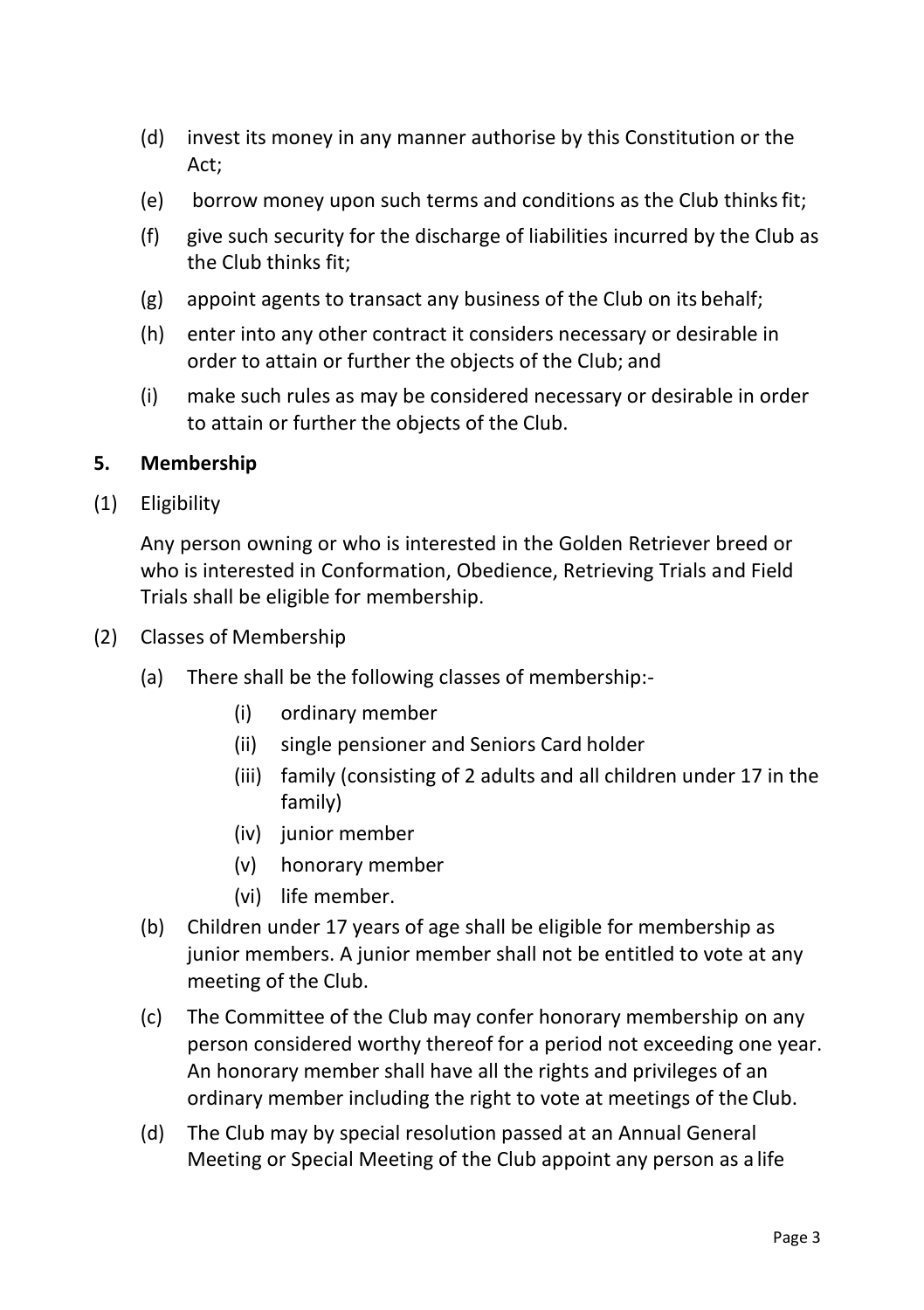(d) invest its money in any manner authorise by this Constitution or the Act;

(e) borrow money upon such terms and conditions as the Club thinks fit;

(f) give such security for the discharge of liabilities incurred by the Club as the Club thinks fit;

(g) appoint agents to transact any business of the Club on its behalf;

(h) enter into any other contract it considers necessary or desirable in order to attain or further the objects of the Club; and

(i) make such rules as may be considered necessary or desirable in order to attain or further the objects of the Club.

**5. Membership**

(1) Eligibility

Any person owning or who is interested in the Golden Retriever breed or who is interested in Conformation, Obedience, Retrieving Trials and Field Trials shall be eligible for membership.

(2) Classes of Membership

(a) There shall be the following classes of membership:-

(i) ordinary member

(ii) single pensioner and Seniors Card holder

(iii) family (consisting of 2 adults and all children under 17 in the family)

(iv) junior member

(v) honorary member

(vi) life member.

(b) Children under 17 years of age shall be eligible for membership as junior members. A junior member shall not be entitled to vote at any meeting of the Club.

(c) The Committee of the Club may confer honorary membership on any person considered worthy thereof for a period not exceeding one year. An honorary member shall have all the rights and privileges of an ordinary member including the right to vote at meetings of the Club.

(d) The Club may by special resolution passed at an Annual General Meeting or Special Meeting of the Club appoint any person as a life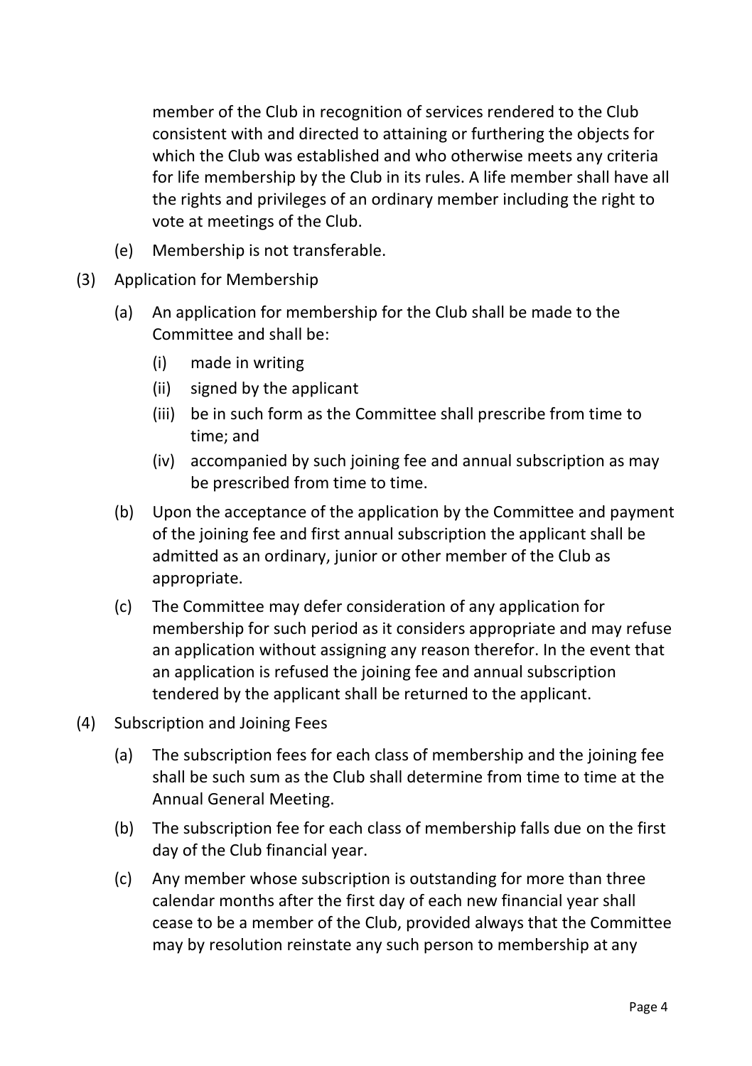member of the Club in recognition of services rendered to the Club consistent with and directed to attaining or furthering the objects for which the Club was established and who otherwise meets any criteria for life membership by the Club in its rules. A life member shall have all the rights and privileges of an ordinary member including the right to vote at meetings of the Club.

(e) Membership is not transferable.

(3) Application for Membership

(a) An application for membership for the Club shall be made to the Committee and shall be:

(i) made in writing

(ii) signed by the applicant

(iii) be in such form as the Committee shall prescribe from time to time; and

(iv) accompanied by such joining fee and annual subscription as may be prescribed from time to time.

(b) Upon the acceptance of the application by the Committee and payment of the joining fee and first annual subscription the applicant shall be admitted as an ordinary, junior or other member of the Club as appropriate.

(c) The Committee may defer consideration of any application for membership for such period as it considers appropriate and may refuse an application without assigning any reason therefor. In the event that an application is refused the joining fee and annual subscription tendered by the applicant shall be returned to the applicant.

(4) Subscription and Joining Fees

(a) The subscription fees for each class of membership and the joining fee shall be such sum as the Club shall determine from time to time at the Annual General Meeting.

(b) The subscription fee for each class of membership falls due on the first day of the Club financial year.

(c) Any member whose subscription is outstanding for more than three calendar months after the first day of each new financial year shall cease to be a member of the Club, provided always that the Committee may by resolution reinstate any such person to membership at any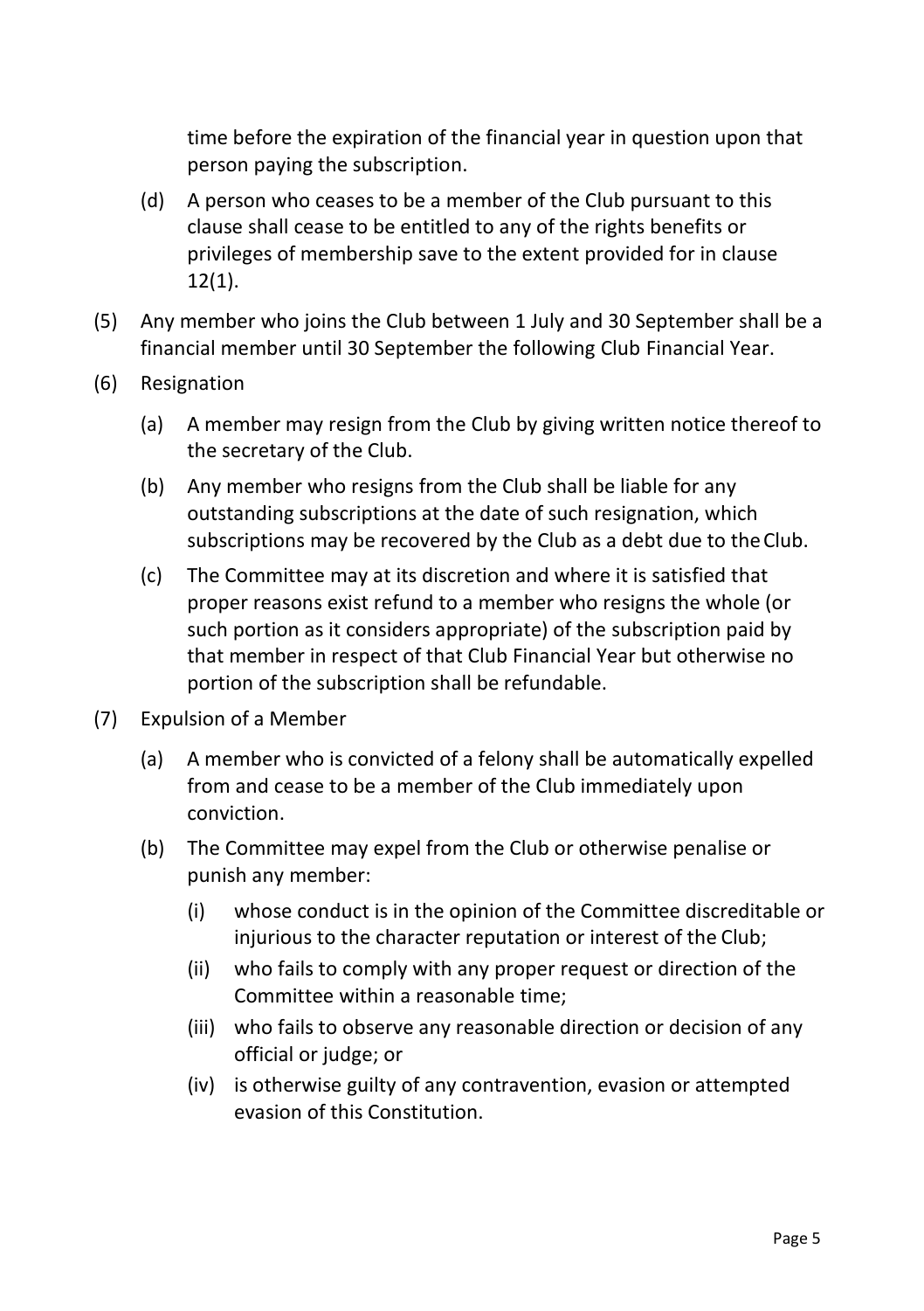time before the expiration of the financial year in question upon that person paying the subscription.

(d) A person who ceases to be a member of the Club pursuant to this clause shall cease to be entitled to any of the rights benefits or privileges of membership save to the extent provided for in clause 12(1).

(5) Any member who joins the Club between 1 July and 30 September shall be a financial member until 30 September the following Club Financial Year.

(6) Resignation

(a) A member may resign from the Club by giving written notice thereof to the secretary of the Club.

(b) Any member who resigns from the Club shall be liable for any outstanding subscriptions at the date of such resignation, which subscriptions may be recovered by the Club as a debt due to the Club.

(c) The Committee may at its discretion and where it is satisfied that proper reasons exist refund to a member who resigns the whole (or such portion as it considers appropriate) of the subscription paid by that member in respect of that Club Financial Year but otherwise no portion of the subscription shall be refundable.

(7) Expulsion of a Member

(a) A member who is convicted of a felony shall be automatically expelled from and cease to be a member of the Club immediately upon conviction.

(b) The Committee may expel from the Club or otherwise penalise or punish any member:

(i) whose conduct is in the opinion of the Committee discreditable or injurious to the character reputation or interest of the Club;

(ii) who fails to comply with any proper request or direction of the Committee within a reasonable time;

(iii) who fails to observe any reasonable direction or decision of any official or judge; or

(iv) is otherwise guilty of any contravention, evasion or attempted evasion of this Constitution.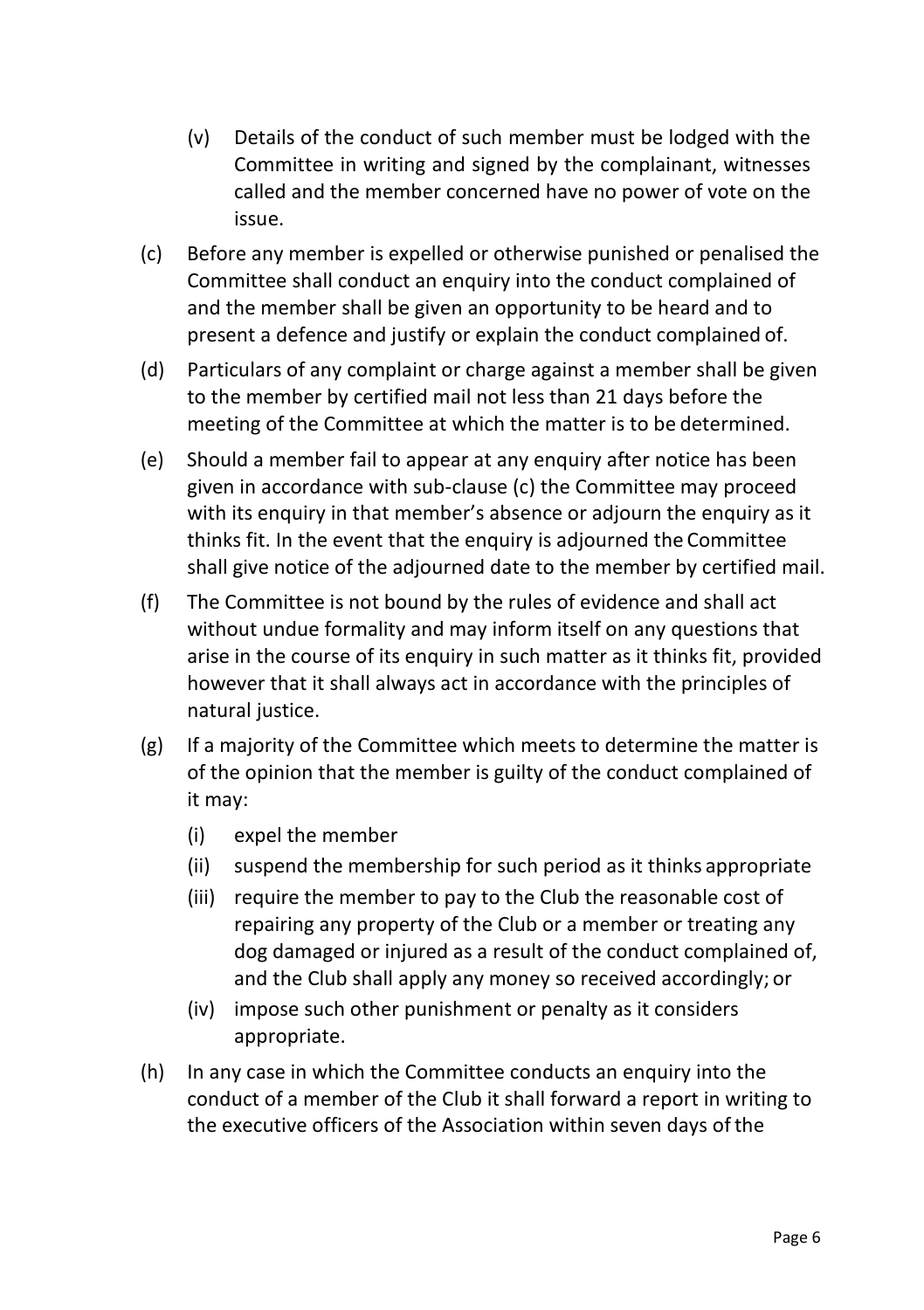(v) Details of the conduct of such member must be lodged with the Committee in writing and signed by the complainant, witnesses called and the member concerned have no power of vote on the issue.

(c) Before any member is expelled or otherwise punished or penalised the Committee shall conduct an enquiry into the conduct complained of and the member shall be given an opportunity to be heard and to present a defence and justify or explain the conduct complained of.

(d) Particulars of any complaint or charge against a member shall be given to the member by certified mail not less than 21 days before the meeting of the Committee at which the matter is to be determined.

(e) Should a member fail to appear at any enquiry after notice has been given in accordance with sub-clause (c) the Committee may proceed with its enquiry in that member's absence or adjourn the enquiry as it thinks fit. In the event that the enquiry is adjourned the Committee shall give notice of the adjourned date to the member by certified mail.

(f) The Committee is not bound by the rules of evidence and shall act without undue formality and may inform itself on any questions that arise in the course of its enquiry in such matter as it thinks fit, provided however that it shall always act in accordance with the principles of natural justice.

(g) If a majority of the Committee which meets to determine the matter is of the opinion that the member is guilty of the conduct complained of it may:

    (i) expel the member
    
    (ii) suspend the membership for such period as it thinks appropriate
    
    (iii) require the member to pay to the Club the reasonable cost of repairing any property of the Club or a member or treating any dog damaged or injured as a result of the conduct complained of, and the Club shall apply any money so received accordingly; or
    
    (iv) impose such other punishment or penalty as it considers appropriate.

(h) In any case in which the Committee conducts an enquiry into the conduct of a member of the Club it shall forward a report in writing to the executive officers of the Association within seven days of the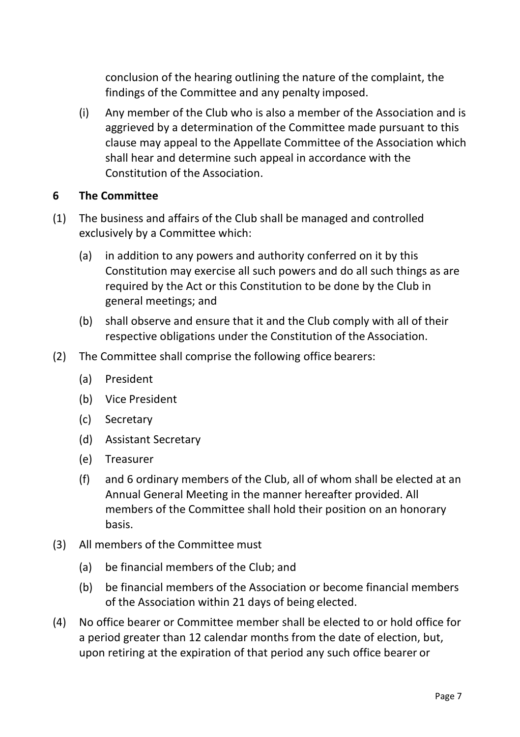conclusion of the hearing outlining the nature of the complaint, the findings of the Committee and any penalty imposed.

(i) Any member of the Club who is also a member of the Association and is aggrieved by a determination of the Committee made pursuant to this clause may appeal to the Appellate Committee of the Association which shall hear and determine such appeal in accordance with the Constitution of the Association.

**6 The Committee**

(1) The business and affairs of the Club shall be managed and controlled exclusively by a Committee which:

   (a) in addition to any powers and authority conferred on it by this Constitution may exercise all such powers and do all such things as are required by the Act or this Constitution to be done by the Club in general meetings; and

   (b) shall observe and ensure that it and the Club comply with all of their respective obligations under the Constitution of the Association.

(2) The Committee shall comprise the following office bearers:

   (a) President

   (b) Vice President

   (c) Secretary

   (d) Assistant Secretary

   (e) Treasurer

   (f) and 6 ordinary members of the Club, all of whom shall be elected at an Annual General Meeting in the manner hereafter provided. All members of the Committee shall hold their position on an honorary basis.

(3) All members of the Committee must

   (a) be financial members of the Club; and

   (b) be financial members of the Association or become financial members of the Association within 21 days of being elected.

(4) No office bearer or Committee member shall be elected to or hold office for a period greater than 12 calendar months from the date of election, but, upon retiring at the expiration of that period any such office bearer or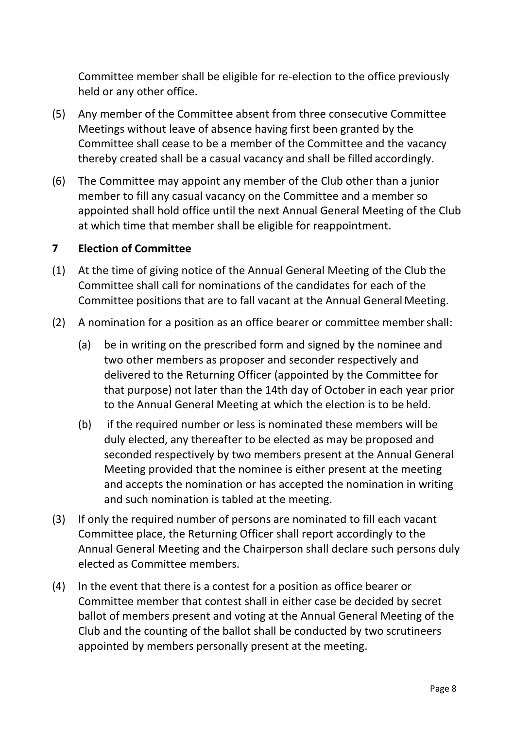Committee member shall be eligible for re-election to the office previously held or any other office.

(5) Any member of the Committee absent from three consecutive Committee Meetings without leave of absence having first been granted by the Committee shall cease to be a member of the Committee and the vacancy thereby created shall be a casual vacancy and shall be filled accordingly.

(6) The Committee may appoint any member of the Club other than a junior member to fill any casual vacancy on the Committee and a member so appointed shall hold office until the next Annual General Meeting of the Club at which time that member shall be eligible for reappointment.

## 7 Election of Committee

(1) At the time of giving notice of the Annual General Meeting of the Club the Committee shall call for nominations of the candidates for each of the Committee positions that are to fall vacant at the Annual General Meeting.

(2) A nomination for a position as an office bearer or committee member shall:

   (a) be in writing on the prescribed form and signed by the nominee and two other members as proposer and seconder respectively and delivered to the Returning Officer (appointed by the Committee for that purpose) not later than the 14th day of October in each year prior to the Annual General Meeting at which the election is to be held.

   (b) if the required number or less is nominated these members will be duly elected, any thereafter to be elected as may be proposed and seconded respectively by two members present at the Annual General Meeting provided that the nominee is either present at the meeting and accepts the nomination or has accepted the nomination in writing and such nomination is tabled at the meeting.

(3) If only the required number of persons are nominated to fill each vacant Committee place, the Returning Officer shall report accordingly to the Annual General Meeting and the Chairperson shall declare such persons duly elected as Committee members.

(4) In the event that there is a contest for a position as office bearer or Committee member that contest shall in either case be decided by secret ballot of members present and voting at the Annual General Meeting of the Club and the counting of the ballot shall be conducted by two scrutineers appointed by members personally present at the meeting.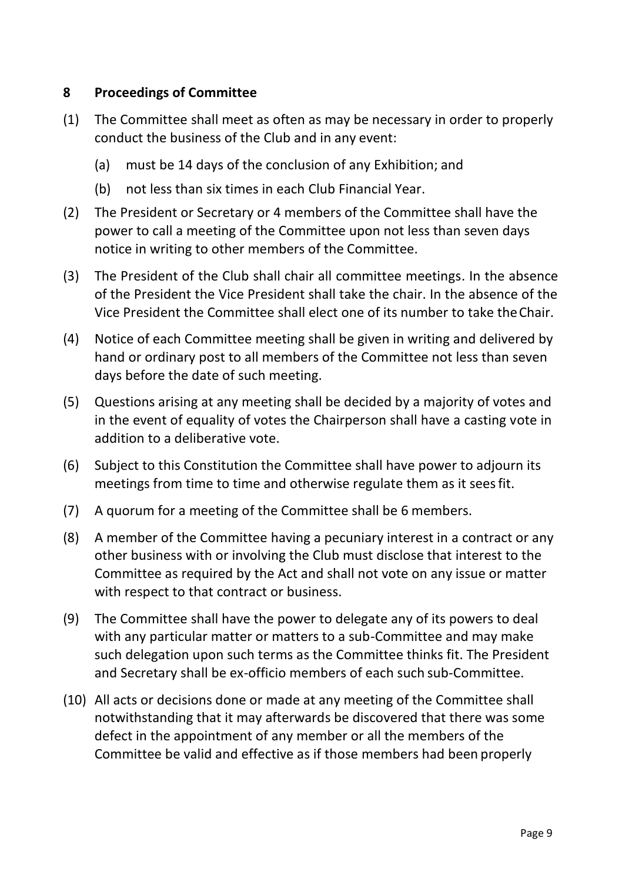## 8 Proceedings of Committee

(1) The Committee shall meet as often as may be necessary in order to properly conduct the business of the Club and in any event:

  (a) must be 14 days of the conclusion of any Exhibition; and

  (b) not less than six times in each Club Financial Year.

(2) The President or Secretary or 4 members of the Committee shall have the power to call a meeting of the Committee upon not less than seven days notice in writing to other members of the Committee.

(3) The President of the Club shall chair all committee meetings. In the absence of the President the Vice President shall take the chair. In the absence of the Vice President the Committee shall elect one of its number to take the Chair.

(4) Notice of each Committee meeting shall be given in writing and delivered by hand or ordinary post to all members of the Committee not less than seven days before the date of such meeting.

(5) Questions arising at any meeting shall be decided by a majority of votes and in the event of equality of votes the Chairperson shall have a casting vote in addition to a deliberative vote.

(6) Subject to this Constitution the Committee shall have power to adjourn its meetings from time to time and otherwise regulate them as it sees fit.

(7) A quorum for a meeting of the Committee shall be 6 members.

(8) A member of the Committee having a pecuniary interest in a contract or any other business with or involving the Club must disclose that interest to the Committee as required by the Act and shall not vote on any issue or matter with respect to that contract or business.

(9) The Committee shall have the power to delegate any of its powers to deal with any particular matter or matters to a sub-Committee and may make such delegation upon such terms as the Committee thinks fit. The President and Secretary shall be ex-officio members of each such sub-Committee.

(10) All acts or decisions done or made at any meeting of the Committee shall notwithstanding that it may afterwards be discovered that there was some defect in the appointment of any member or all the members of the Committee be valid and effective as if those members had been properly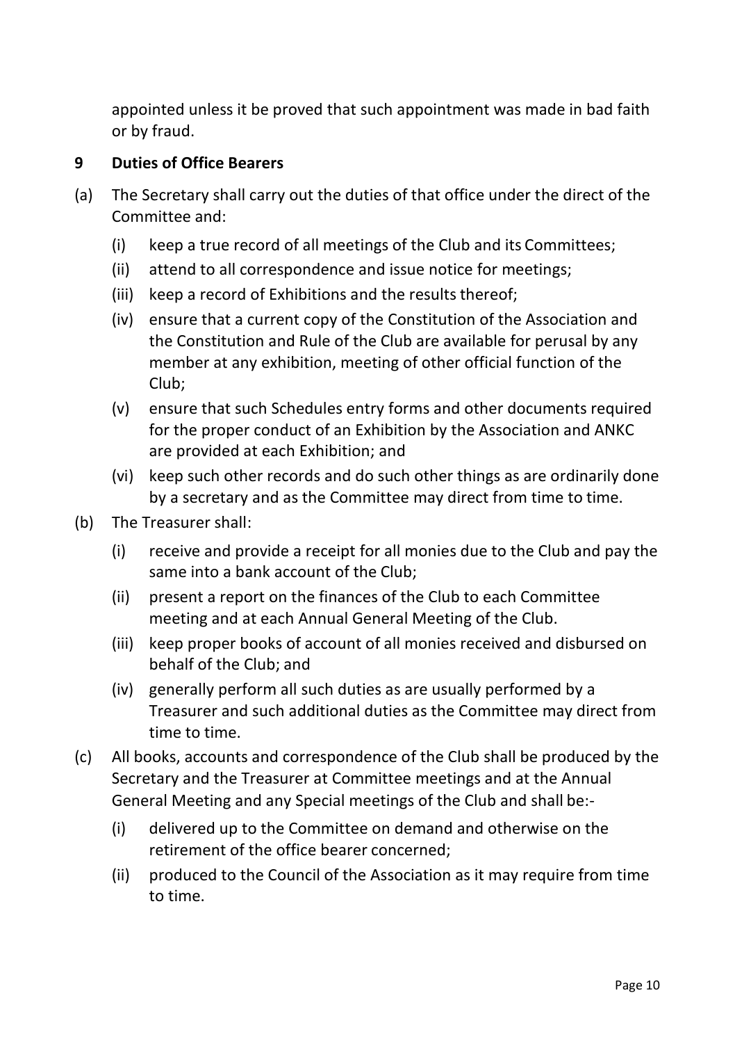appointed unless it be proved that such appointment was made in bad faith or by fraud.

## 9 Duties of Office Bearers

(a) The Secretary shall carry out the duties of that office under the direct of the Committee and:

   (i) keep a true record of all meetings of the Club and its Committees;

   (ii) attend to all correspondence and issue notice for meetings;

   (iii) keep a record of Exhibitions and the results thereof;

   (iv) ensure that a current copy of the Constitution of the Association and the Constitution and Rule of the Club are available for perusal by any member at any exhibition, meeting of other official function of the Club;

   (v) ensure that such Schedules entry forms and other documents required for the proper conduct of an Exhibition by the Association and ANKC are provided at each Exhibition; and

   (vi) keep such other records and do such other things as are ordinarily done by a secretary and as the Committee may direct from time to time.

(b) The Treasurer shall:

   (i) receive and provide a receipt for all monies due to the Club and pay the same into a bank account of the Club;

   (ii) present a report on the finances of the Club to each Committee meeting and at each Annual General Meeting of the Club.

   (iii) keep proper books of account of all monies received and disbursed on behalf of the Club; and

   (iv) generally perform all such duties as are usually performed by a Treasurer and such additional duties as the Committee may direct from time to time.

(c) All books, accounts and correspondence of the Club shall be produced by the Secretary and the Treasurer at Committee meetings and at the Annual General Meeting and any Special meetings of the Club and shall be:-

   (i) delivered up to the Committee on demand and otherwise on the retirement of the office bearer concerned;

   (ii) produced to the Council of the Association as it may require from time to time.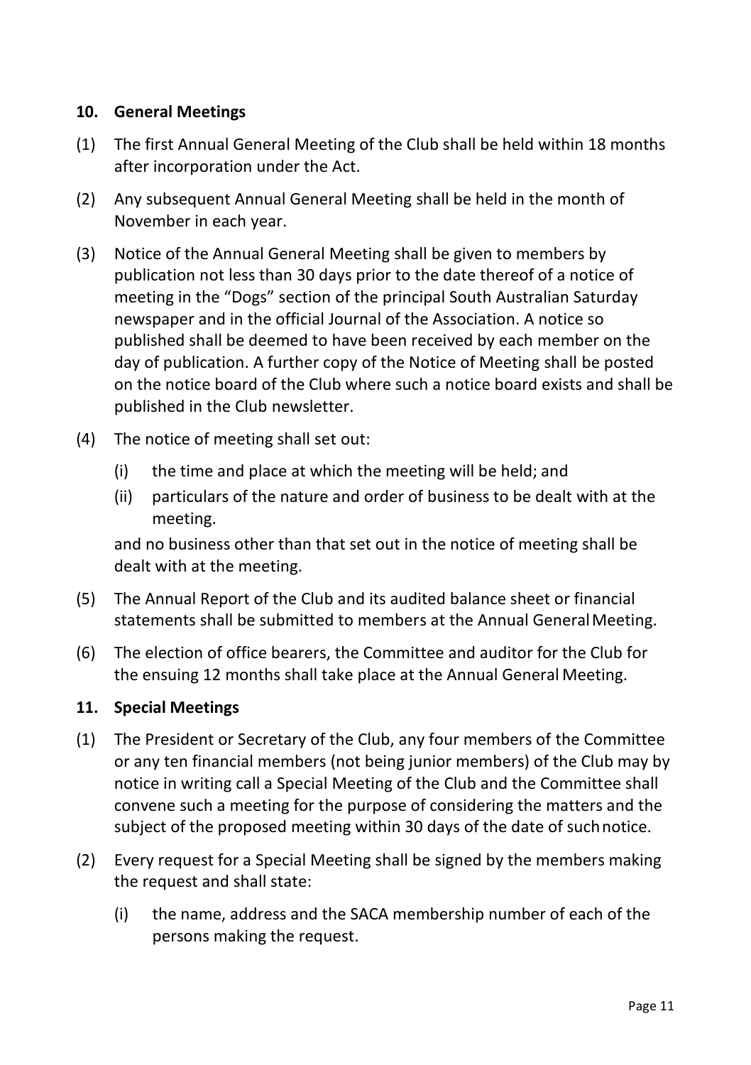## 10. General Meetings

(1) The first Annual General Meeting of the Club shall be held within 18 months after incorporation under the Act.

(2) Any subsequent Annual General Meeting shall be held in the month of November in each year.

(3) Notice of the Annual General Meeting shall be given to members by publication not less than 30 days prior to the date thereof of a notice of meeting in the "Dogs" section of the principal South Australian Saturday newspaper and in the official Journal of the Association. A notice so published shall be deemed to have been received by each member on the day of publication. A further copy of the Notice of Meeting shall be posted on the notice board of the Club where such a notice board exists and shall be published in the Club newsletter.

(4) The notice of meeting shall set out:

   (i) the time and place at which the meeting will be held; and

   (ii) particulars of the nature and order of business to be dealt with at the meeting.

   and no business other than that set out in the notice of meeting shall be dealt with at the meeting.

(5) The Annual Report of the Club and its audited balance sheet or financial statements shall be submitted to members at the Annual General Meeting.

(6) The election of office bearers, the Committee and auditor for the Club for the ensuing 12 months shall take place at the Annual General Meeting.

## 11. Special Meetings

(1) The President or Secretary of the Club, any four members of the Committee or any ten financial members (not being junior members) of the Club may by notice in writing call a Special Meeting of the Club and the Committee shall convene such a meeting for the purpose of considering the matters and the subject of the proposed meeting within 30 days of the date of such notice.

(2) Every request for a Special Meeting shall be signed by the members making the request and shall state:

   (i) the name, address and the SACA membership number of each of the persons making the request.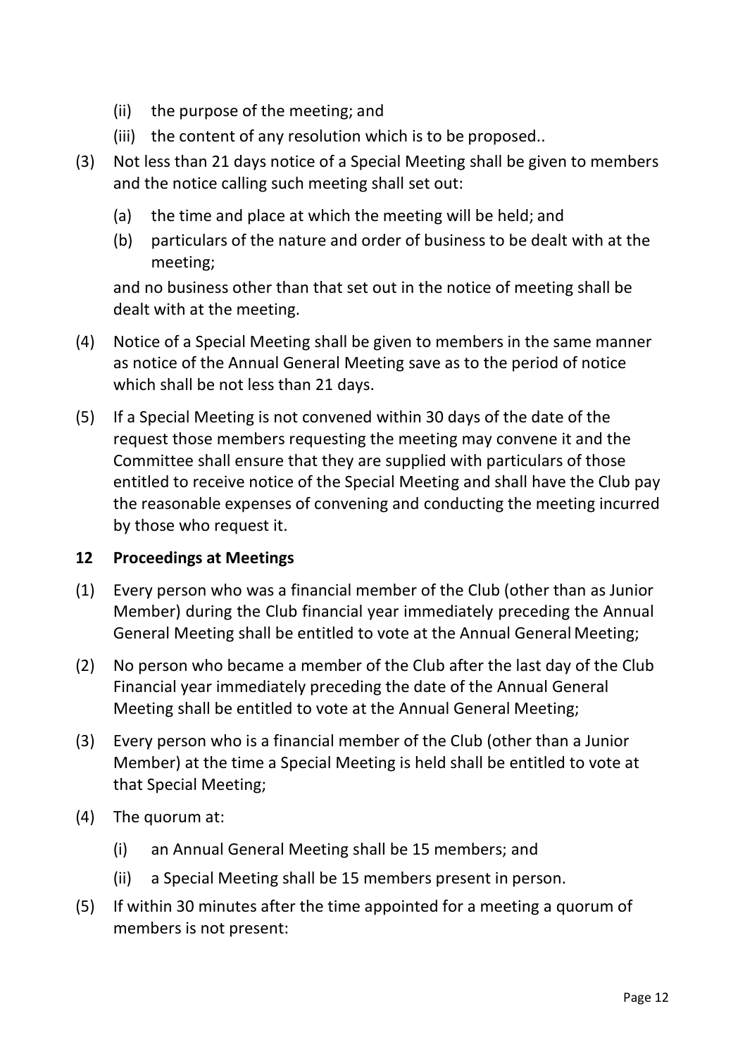(ii) the purpose of the meeting; and

(iii) the content of any resolution which is to be proposed..

(3) Not less than 21 days notice of a Special Meeting shall be given to members and the notice calling such meeting shall set out:

(a) the time and place at which the meeting will be held; and

(b) particulars of the nature and order of business to be dealt with at the meeting;

and no business other than that set out in the notice of meeting shall be dealt with at the meeting.

(4) Notice of a Special Meeting shall be given to members in the same manner as notice of the Annual General Meeting save as to the period of notice which shall be not less than 21 days.

(5) If a Special Meeting is not convened within 30 days of the date of the request those members requesting the meeting may convene it and the Committee shall ensure that they are supplied with particulars of those entitled to receive notice of the Special Meeting and shall have the Club pay the reasonable expenses of convening and conducting the meeting incurred by those who request it.

## 12 Proceedings at Meetings

(1) Every person who was a financial member of the Club (other than as Junior Member) during the Club financial year immediately preceding the Annual General Meeting shall be entitled to vote at the Annual General Meeting;

(2) No person who became a member of the Club after the last day of the Club Financial year immediately preceding the date of the Annual General Meeting shall be entitled to vote at the Annual General Meeting;

(3) Every person who is a financial member of the Club (other than a Junior Member) at the time a Special Meeting is held shall be entitled to vote at that Special Meeting;

(4) The quorum at:

(i) an Annual General Meeting shall be 15 members; and

(ii) a Special Meeting shall be 15 members present in person.

(5) If within 30 minutes after the time appointed for a meeting a quorum of members is not present: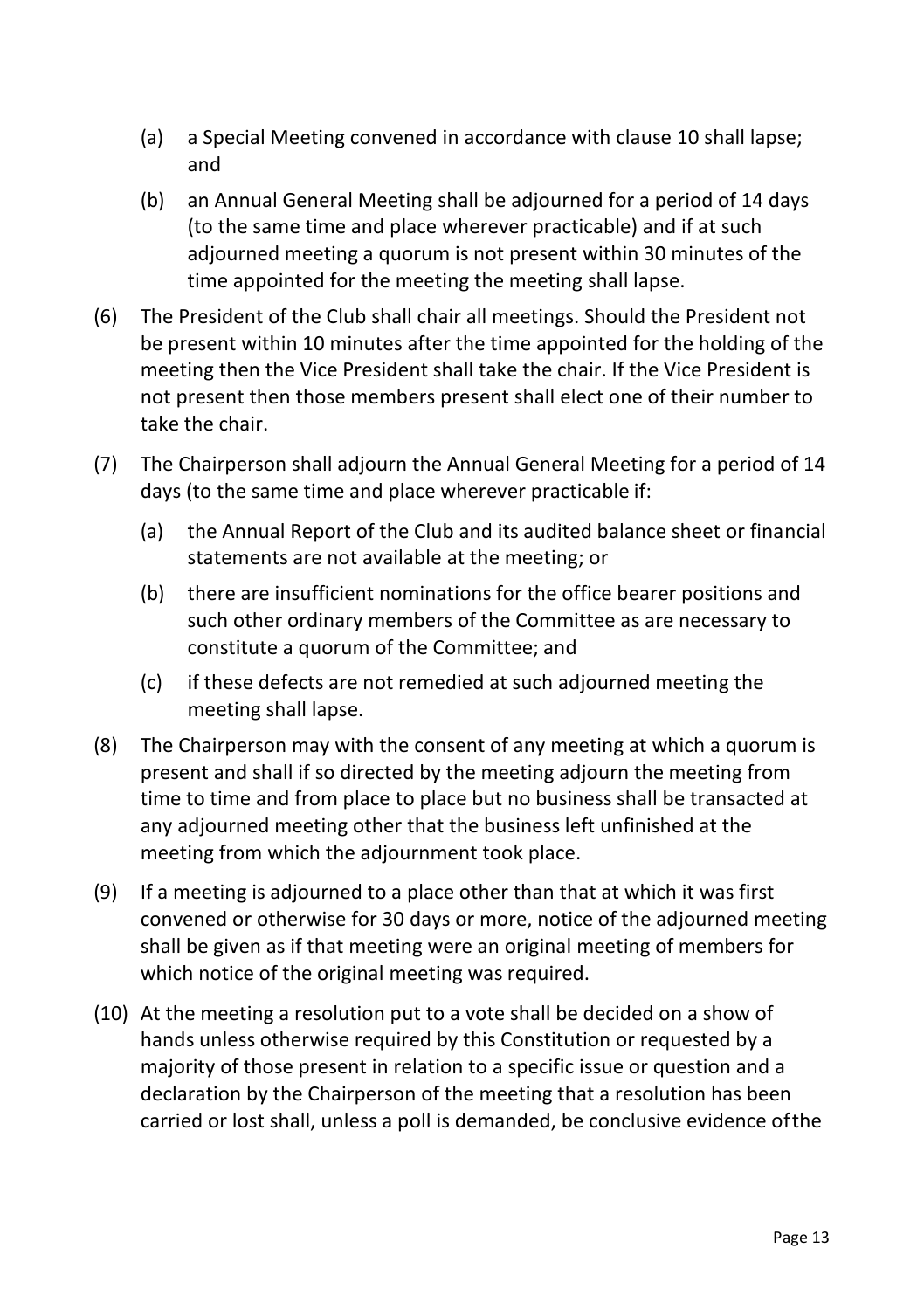(a) a Special Meeting convened in accordance with clause 10 shall lapse; and

(b) an Annual General Meeting shall be adjourned for a period of 14 days (to the same time and place wherever practicable) and if at such adjourned meeting a quorum is not present within 30 minutes of the time appointed for the meeting the meeting shall lapse.

(6) The President of the Club shall chair all meetings. Should the President not be present within 10 minutes after the time appointed for the holding of the meeting then the Vice President shall take the chair. If the Vice President is not present then those members present shall elect one of their number to take the chair.

(7) The Chairperson shall adjourn the Annual General Meeting for a period of 14 days (to the same time and place wherever practicable if:

(a) the Annual Report of the Club and its audited balance sheet or financial statements are not available at the meeting; or

(b) there are insufficient nominations for the office bearer positions and such other ordinary members of the Committee as are necessary to constitute a quorum of the Committee; and

(c) if these defects are not remedied at such adjourned meeting the meeting shall lapse.

(8) The Chairperson may with the consent of any meeting at which a quorum is present and shall if so directed by the meeting adjourn the meeting from time to time and from place to place but no business shall be transacted at any adjourned meeting other that the business left unfinished at the meeting from which the adjournment took place.

(9) If a meeting is adjourned to a place other than that at which it was first convened or otherwise for 30 days or more, notice of the adjourned meeting shall be given as if that meeting were an original meeting of members for which notice of the original meeting was required.

(10) At the meeting a resolution put to a vote shall be decided on a show of hands unless otherwise required by this Constitution or requested by a majority of those present in relation to a specific issue or question and a declaration by the Chairperson of the meeting that a resolution has been carried or lost shall, unless a poll is demanded, be conclusive evidence ofthe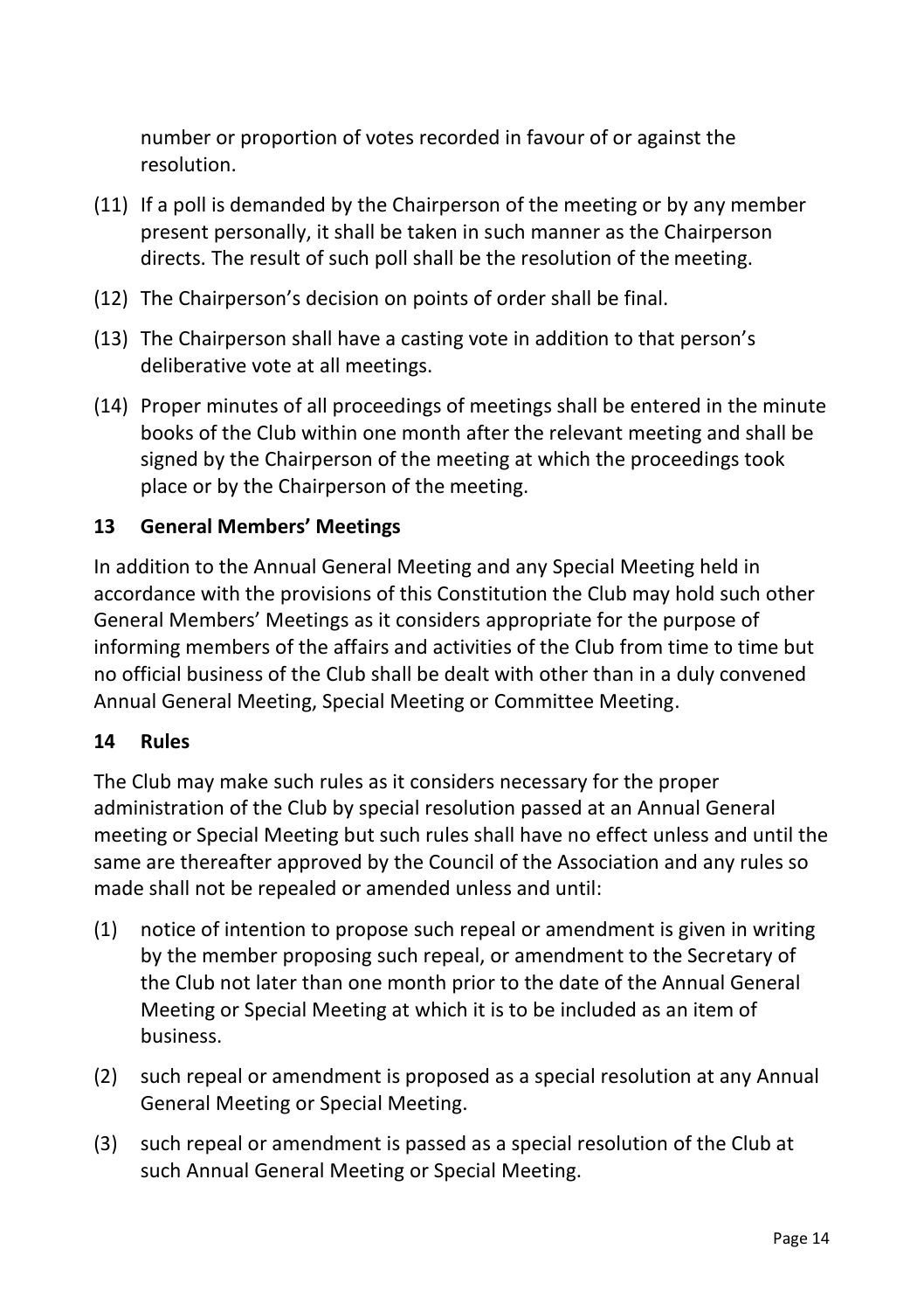number or proportion of votes recorded in favour of or against the resolution.

(11) If a poll is demanded by the Chairperson of the meeting or by any member present personally, it shall be taken in such manner as the Chairperson directs. The result of such poll shall be the resolution of the meeting.

(12) The Chairperson's decision on points of order shall be final.

(13) The Chairperson shall have a casting vote in addition to that person's deliberative vote at all meetings.

(14) Proper minutes of all proceedings of meetings shall be entered in the minute books of the Club within one month after the relevant meeting and shall be signed by the Chairperson of the meeting at which the proceedings took place or by the Chairperson of the meeting.

## 13 General Members' Meetings

In addition to the Annual General Meeting and any Special Meeting held in accordance with the provisions of this Constitution the Club may hold such other General Members' Meetings as it considers appropriate for the purpose of informing members of the affairs and activities of the Club from time to time but no official business of the Club shall be dealt with other than in a duly convened Annual General Meeting, Special Meeting or Committee Meeting.

## 14 Rules

The Club may make such rules as it considers necessary for the proper administration of the Club by special resolution passed at an Annual General meeting or Special Meeting but such rules shall have no effect unless and until the same are thereafter approved by the Council of the Association and any rules so made shall not be repealed or amended unless and until:

(1) notice of intention to propose such repeal or amendment is given in writing by the member proposing such repeal, or amendment to the Secretary of the Club not later than one month prior to the date of the Annual General Meeting or Special Meeting at which it is to be included as an item of business.

(2) such repeal or amendment is proposed as a special resolution at any Annual General Meeting or Special Meeting.

(3) such repeal or amendment is passed as a special resolution of the Club at such Annual General Meeting or Special Meeting.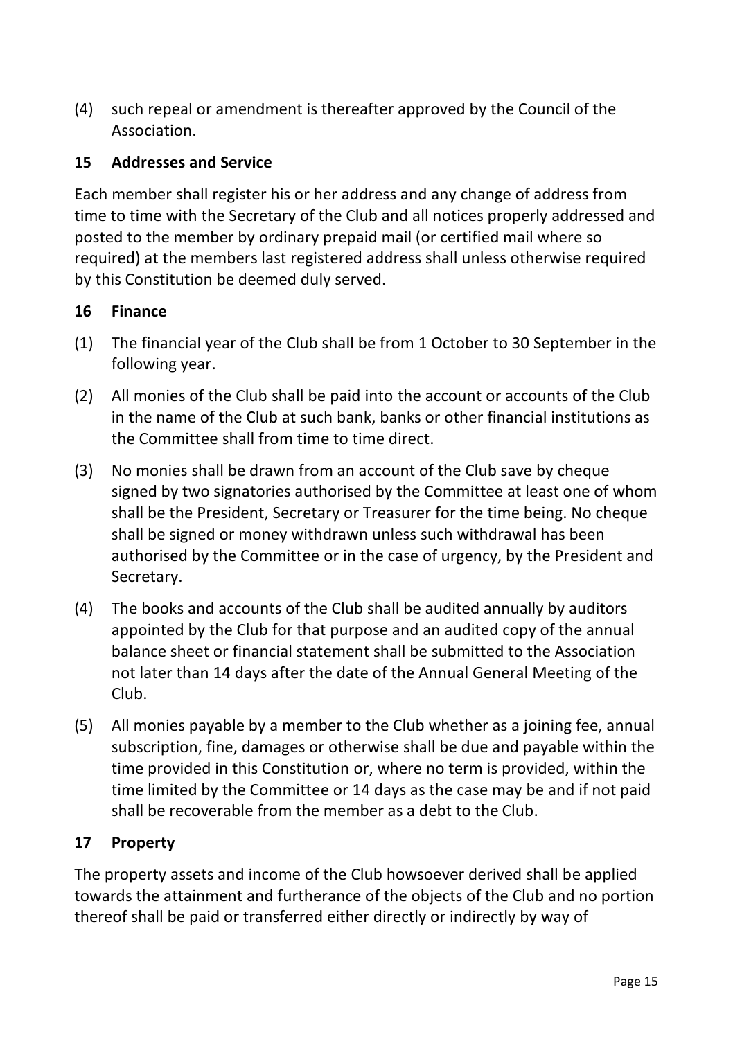(4) such repeal or amendment is thereafter approved by the Council of the Association.

## 15 Addresses and Service

Each member shall register his or her address and any change of address from time to time with the Secretary of the Club and all notices properly addressed and posted to the member by ordinary prepaid mail (or certified mail where so required) at the members last registered address shall unless otherwise required by this Constitution be deemed duly served.

## 16 Finance

(1) The financial year of the Club shall be from 1 October to 30 September in the following year.

(2) All monies of the Club shall be paid into the account or accounts of the Club in the name of the Club at such bank, banks or other financial institutions as the Committee shall from time to time direct.

(3) No monies shall be drawn from an account of the Club save by cheque signed by two signatories authorised by the Committee at least one of whom shall be the President, Secretary or Treasurer for the time being. No cheque shall be signed or money withdrawn unless such withdrawal has been authorised by the Committee or in the case of urgency, by the President and Secretary.

(4) The books and accounts of the Club shall be audited annually by auditors appointed by the Club for that purpose and an audited copy of the annual balance sheet or financial statement shall be submitted to the Association not later than 14 days after the date of the Annual General Meeting of the Club.

(5) All monies payable by a member to the Club whether as a joining fee, annual subscription, fine, damages or otherwise shall be due and payable within the time provided in this Constitution or, where no term is provided, within the time limited by the Committee or 14 days as the case may be and if not paid shall be recoverable from the member as a debt to the Club.

## 17 Property

The property assets and income of the Club howsoever derived shall be applied towards the attainment and furtherance of the objects of the Club and no portion thereof shall be paid or transferred either directly or indirectly by way of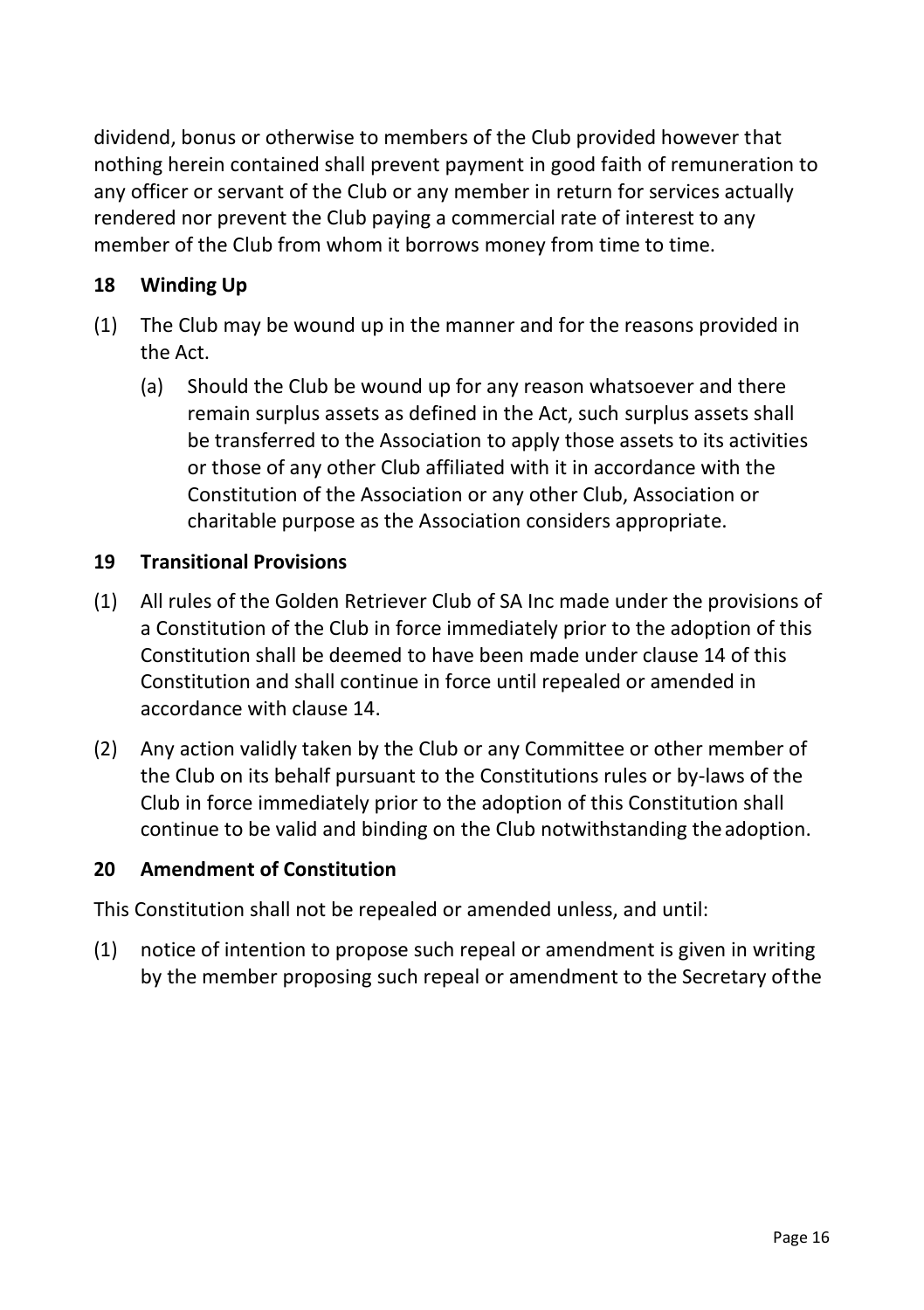dividend, bonus or otherwise to members of the Club provided however that nothing herein contained shall prevent payment in good faith of remuneration to any officer or servant of the Club or any member in return for services actually rendered nor prevent the Club paying a commercial rate of interest to any member of the Club from whom it borrows money from time to time.

**18 Winding Up**

(1) The Club may be wound up in the manner and for the reasons provided in the Act.

(a) Should the Club be wound up for any reason whatsoever and there remain surplus assets as defined in the Act, such surplus assets shall be transferred to the Association to apply those assets to its activities or those of any other Club affiliated with it in accordance with the Constitution of the Association or any other Club, Association or charitable purpose as the Association considers appropriate.

**19 Transitional Provisions**

(1) All rules of the Golden Retriever Club of SA Inc made under the provisions of a Constitution of the Club in force immediately prior to the adoption of this Constitution shall be deemed to have been made under clause 14 of this Constitution and shall continue in force until repealed or amended in accordance with clause 14.

(2) Any action validly taken by the Club or any Committee or other member of the Club on its behalf pursuant to the Constitutions rules or by-laws of the Club in force immediately prior to the adoption of this Constitution shall continue to be valid and binding on the Club notwithstanding the adoption.

**20 Amendment of Constitution**

This Constitution shall not be repealed or amended unless, and until:

(1) notice of intention to propose such repeal or amendment is given in writing by the member proposing such repeal or amendment to the Secretary of the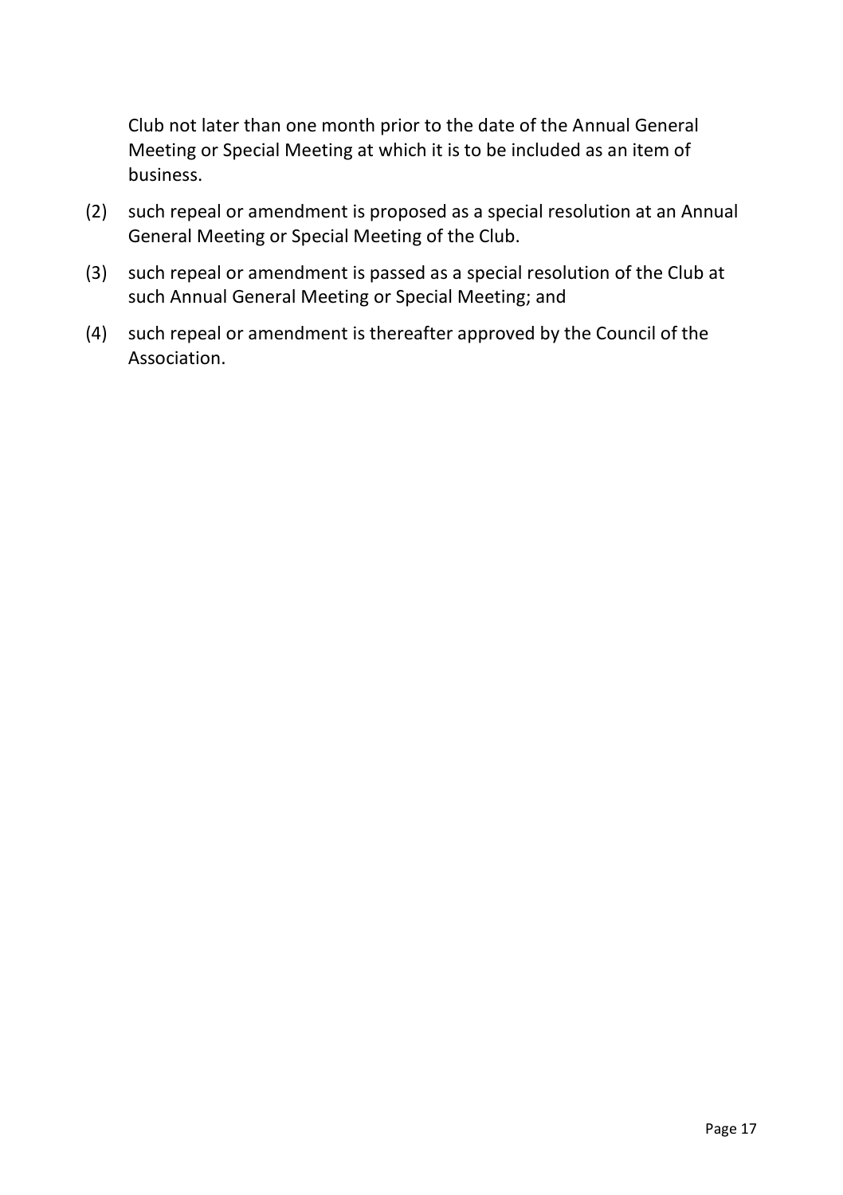Club not later than one month prior to the date of the Annual General Meeting or Special Meeting at which it is to be included as an item of business.

(2) such repeal or amendment is proposed as a special resolution at an Annual General Meeting or Special Meeting of the Club.

(3) such repeal or amendment is passed as a special resolution of the Club at such Annual General Meeting or Special Meeting; and

(4) such repeal or amendment is thereafter approved by the Council of the Association.